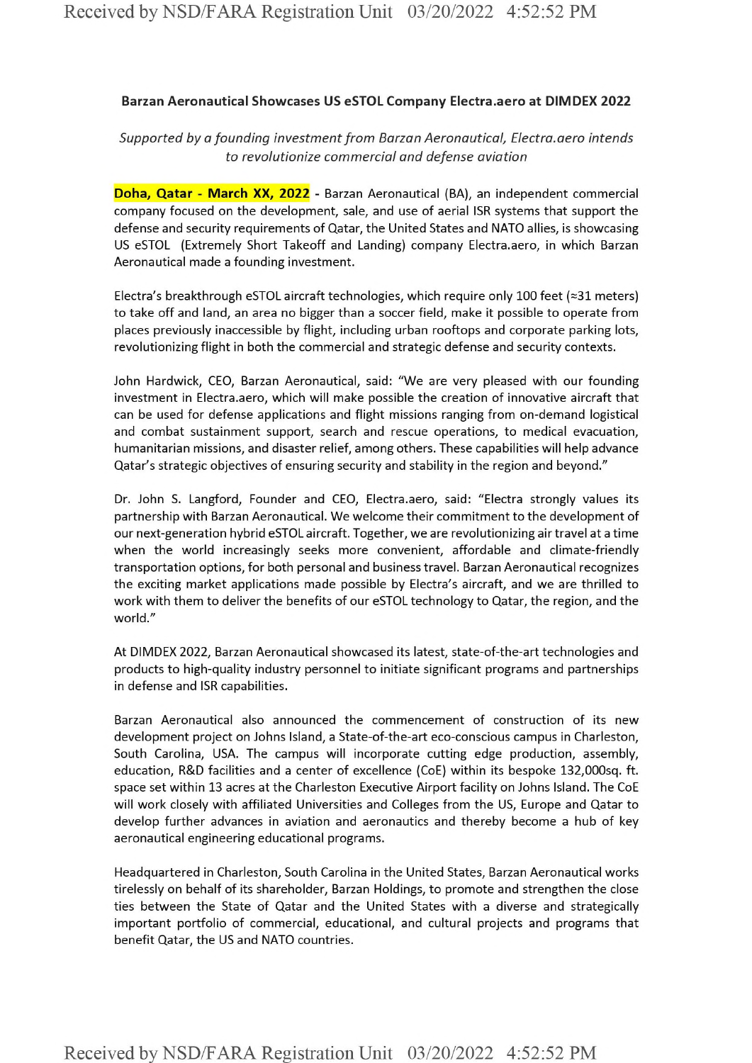**Barzan Aeronautical Showcases US eSTOL Company Electra.aero at DIMDEX 2022**

*Supported by a founding investment from Barzan Aeronautical, Electra.aero intends to revolutionize commercial and defense aviation*

**Doha, Qatar - March XX, 2022** - Barzan Aeronautical (BA), an independent commercial company focused on the development, sale, and use of aerial ISR systems that support the defense and security requirements of Qatar, the United States and NATO allies, is showcasing US eSTOL (Extremely Short Takeoff and Landing) company Electra.aero, in which Barzan Aeronautical made a founding investment.

Electra's breakthrough eSTOL aircraft technologies, which require only 100 feet (≈31 meters) to take off and land, an area no bigger than a soccer field, make it possible to operate from places previously inaccessible by flight, including urban rooftops and corporate parking lots, revolutionizing flight in both the commercial and strategic defense and security contexts.

John Hardwick, CEO, Barzan Aeronautical, said: "We are very pleased with our founding investment in Electra.aero, which will make possible the creation of innovative aircraft that can be used for defense applications and flight missions ranging from on-demand logistical and combat sustainment support, search and rescue operations, to medical evacuation, humanitarian missions, and disaster relief, among others. These capabilities will help advance Qatar's strategic objectives of ensuring security and stability in the region and beyond."

Dr. John S. Langford, Founder and CEO, Electra.aero, said: "Electra strongly values its partnership with Barzan Aeronautical. We welcome their commitment to the development of our next-generation hybrid eSTOL aircraft. Together, we are revolutionizing air travel at a time when the world increasingly seeks more convenient, affordable and climate-friendly transportation options, for both personal and business travel. Barzan Aeronautical recognizes the exciting market applications made possible by Electra's aircraft, and we are thrilled to work with them to deliver the benefits of our eSTOL technology to Qatar, the region, and the world."

At DIMDEX 2022, Barzan Aeronautical showcased its latest, state-of-the-art technologies and products to high-quality industry personnel to initiate significant programs and partnerships in defense and ISR capabilities.

Barzan Aeronautical also announced the commencement of construction of its new development project on Johns Island, a State-of-the-art eco-conscious campus in Charleston, South Carolina, USA. The campus will incorporate cutting edge production, assembly, education, R&D facilities and a center of excellence (CoE) within its bespoke 132,000sq. ft. space set within 13 acres at the Charleston Executive Airport facility on Johns Island. The CoE will work closely with affiliated Universities and Colleges from the US, Europe and Qatar to develop further advances in aviation and aeronautics and thereby become a hub of key aeronautical engineering educational programs.

Headquartered in Charleston, South Carolina in the United States, Barzan Aeronautical works tirelessly on behalf of its shareholder, Barzan Holdings, to promote and strengthen the close ties between the State of Qatar and the United States with a diverse and strategically important portfolio of commercial, educational, and cultural projects and programs that benefit Qatar, the US and NATO countries.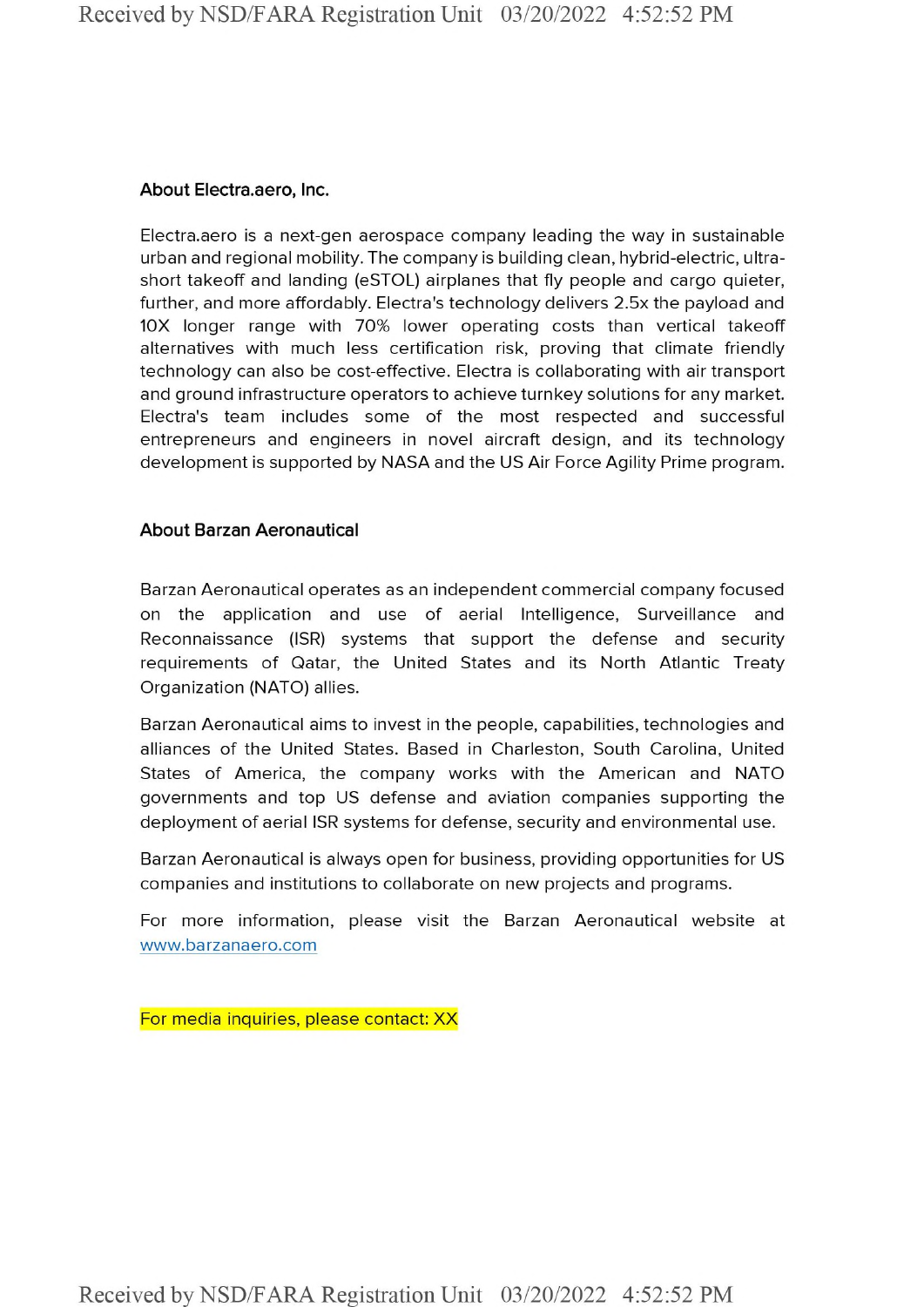## About Electra.aero, Inc.

Electra.aero is a next-gen aerospace company leading the way in sustainable urban and regional mobility. The company is building clean, hybrid-electric, ultra-short takeoff and landing (eSTOL) airplanes that fly people and cargo quieter, further, and more affordably. Electra's technology delivers 2.5x the payload and 10X longer range with 70% lower operating costs than vertical takeoff alternatives with much less certification risk, proving that climate friendly technology can also be cost-effective. Electra is collaborating with air transport and ground infrastructure operators to achieve turnkey solutions for any market. Electra's team includes some of the most respected and successful entrepreneurs and engineers in novel aircraft design, and its technology development is supported by NASA and the US Air Force Agility Prime program.

## About Barzan Aeronautical

Barzan Aeronautical operates as an independent commercial company focused on the application and use of aerial Intelligence, Surveillance and Reconnaissance (ISR) systems that support the defense and security requirements of Qatar, the United States and its North Atlantic Treaty Organization (NATO) allies.

Barzan Aeronautical aims to invest in the people, capabilities, technologies and alliances of the United States. Based in Charleston, South Carolina, United States of America, the company works with the American and NATO governments and top US defense and aviation companies supporting the deployment of aerial ISR systems for defense, security and environmental use.

Barzan Aeronautical is always open for business, providing opportunities for US companies and institutions to collaborate on new projects and programs.

For more information, please visit the Barzan Aeronautical website at www.barzanaero.com

For media inquiries, please contact: XX